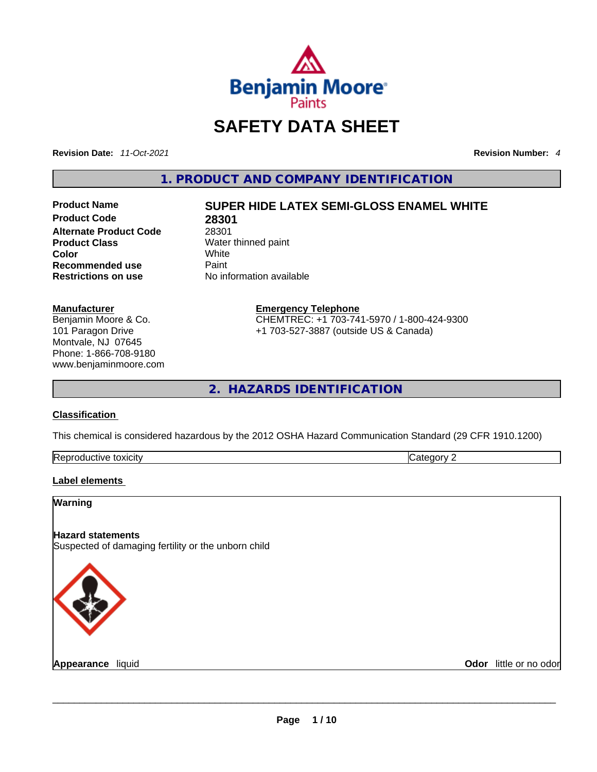Benjamin Moore Paints

# SAFETY DATA SHEET

**Revision Date:** *11-Oct-2021* **Revision Number:** *4*

## 1. PRODUCT AND COMPANY IDENTIFICATION

| | |
|---|---|
| **Product Name** | **SUPER HIDE LATEX SEMI-GLOSS ENAMEL WHITE** |
| **Product Code** | **28301** |
| **Alternate Product Code** | 28301 |
| **Product Class** | Water thinned paint |
| **Color** | White |
| **Recommended use** | Paint |
| **Restrictions on use** | No information available |

**Manufacturer**
Benjamin Moore & Co.
101 Paragon Drive
Montvale, NJ 07645
Phone: 1-866-708-9180
www.benjaminmoore.com

**Emergency Telephone**
CHEMTREC: +1 703-741-5970 / 1-800-424-9300
+1 703-527-3887 (outside US & Canada)

## 2. HAZARDS IDENTIFICATION

**Classification**

This chemical is considered hazardous by the 2012 OSHA Hazard Communication Standard (29 CFR 1910.1200)

| | |
|---|---|
| Reproductive toxicity | Category 2 |

**Label elements**

**Warning**

**Hazard statements**
Suspected of damaging fertility or the unborn child

**Appearance** liquid **Odor** little or no odor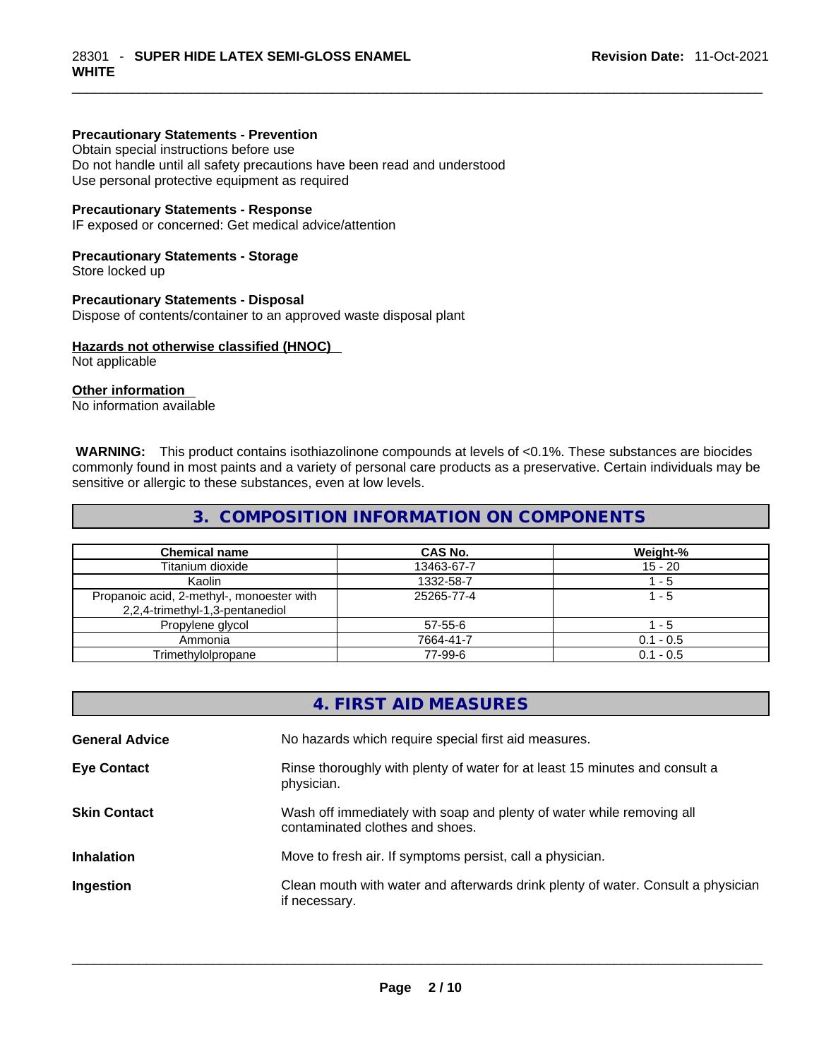**Precautionary Statements - Prevention**
Obtain special instructions before use
Do not handle until all safety precautions have been read and understood
Use personal protective equipment as required

**Precautionary Statements - Response**
IF exposed or concerned: Get medical advice/attention

**Precautionary Statements - Storage**
Store locked up

**Precautionary Statements - Disposal**
Dispose of contents/container to an approved waste disposal plant

**Hazards not otherwise classified (HNOC)**
Not applicable

**Other information**
No information available

**WARNING:** This product contains isothiazolinone compounds at levels of <0.1%. These substances are biocides commonly found in most paints and a variety of personal care products as a preservative. Certain individuals may be sensitive or allergic to these substances, even at low levels.

## 3. COMPOSITION INFORMATION ON COMPONENTS

| Chemical name | CAS No. | Weight-% |
|---|---|---|
| Titanium dioxide | 13463-67-7 | 15 - 20 |
| Kaolin | 1332-58-7 | 1 - 5 |
| Propanoic acid, 2-methyl-, monoester with 2,2,4-trimethyl-1,3-pentanediol | 25265-77-4 | 1 - 5 |
| Propylene glycol | 57-55-6 | 1 - 5 |
| Ammonia | 7664-41-7 | 0.1 - 0.5 |
| Trimethylolpropane | 77-99-6 | 0.1 - 0.5 |

## 4. FIRST AID MEASURES

**General Advice** No hazards which require special first aid measures.

**Eye Contact** Rinse thoroughly with plenty of water for at least 15 minutes and consult a physician.

**Skin Contact** Wash off immediately with soap and plenty of water while removing all contaminated clothes and shoes.

**Inhalation** Move to fresh air. If symptoms persist, call a physician.

**Ingestion** Clean mouth with water and afterwards drink plenty of water. Consult a physician if necessary.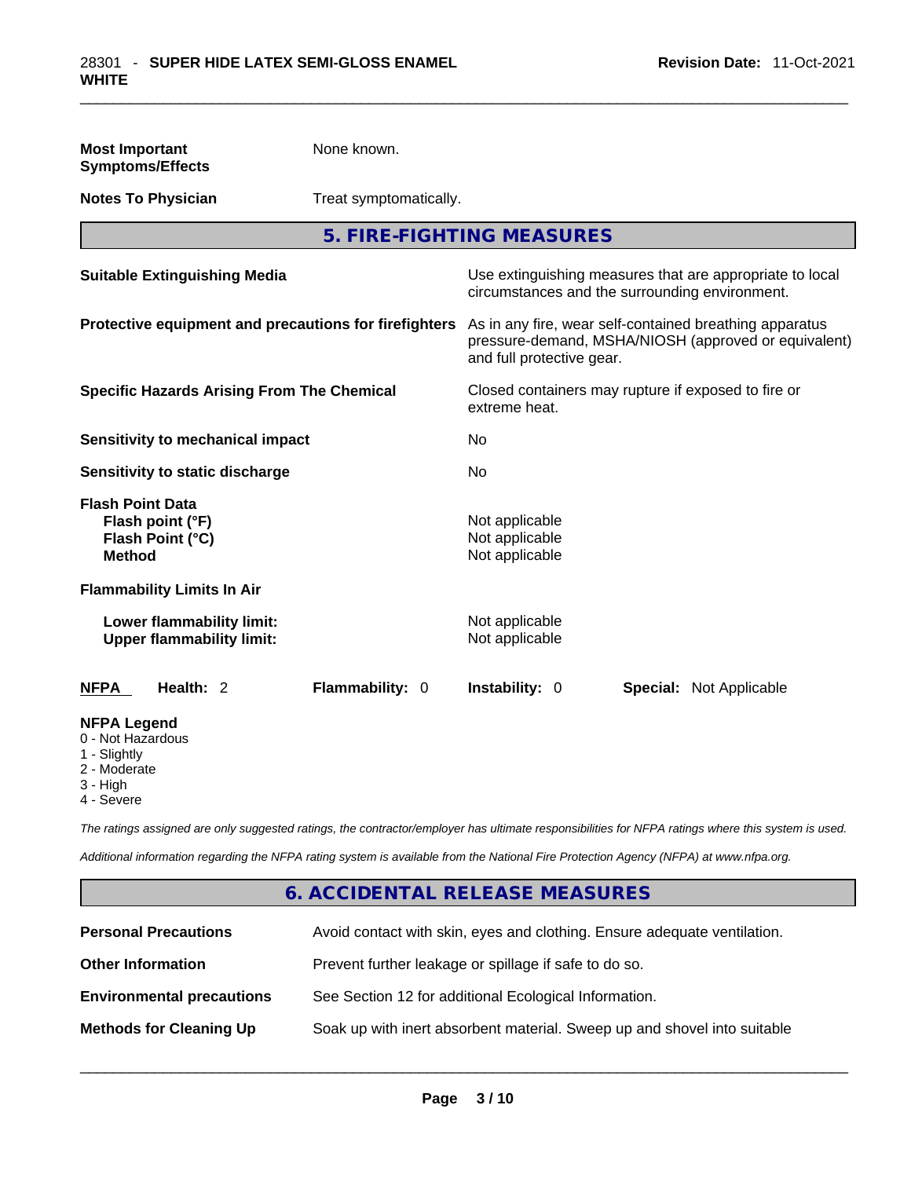| | |
|---|---|
| **Most Important Symptoms/Effects** | None known. |
| **Notes To Physician** | Treat symptomatically. |

## 5. FIRE-FIGHTING MEASURES

| | |
|---|---|
| **Suitable Extinguishing Media** | Use extinguishing measures that are appropriate to local circumstances and the surrounding environment. |
| **Protective equipment and precautions for firefighters** | As in any fire, wear self-contained breathing apparatus pressure-demand, MSHA/NIOSH (approved or equivalent) and full protective gear. |
| **Specific Hazards Arising From The Chemical** | Closed containers may rupture if exposed to fire or extreme heat. |
| **Sensitivity to mechanical impact** | No |
| **Sensitivity to static discharge** | No |

**Flash Point Data**

| | |
|---|---|
| **Flash point (°F)** | Not applicable |
| **Flash Point (°C)** | Not applicable |
| **Method** | Not applicable |

**Flammability Limits In Air**

| | |
|---|---|
| **Lower flammability limit:** | Not applicable |
| **Upper flammability limit:** | Not applicable |

| **NFPA** | **Health:** 2 | **Flammability:** 0 | **Instability:** 0 | **Special:** Not Applicable |
|---|---|---|---|---|

**NFPA Legend**
0 - Not Hazardous
1 - Slightly
2 - Moderate
3 - High
4 - Severe

*The ratings assigned are only suggested ratings, the contractor/employer has ultimate responsibilities for NFPA ratings where this system is used.*

*Additional information regarding the NFPA rating system is available from the National Fire Protection Agency (NFPA) at www.nfpa.org.*

## 6. ACCIDENTAL RELEASE MEASURES

| | |
|---|---|
| **Personal Precautions** | Avoid contact with skin, eyes and clothing. Ensure adequate ventilation. |
| **Other Information** | Prevent further leakage or spillage if safe to do so. |
| **Environmental precautions** | See Section 12 for additional Ecological Information. |
| **Methods for Cleaning Up** | Soak up with inert absorbent material. Sweep up and shovel into suitable |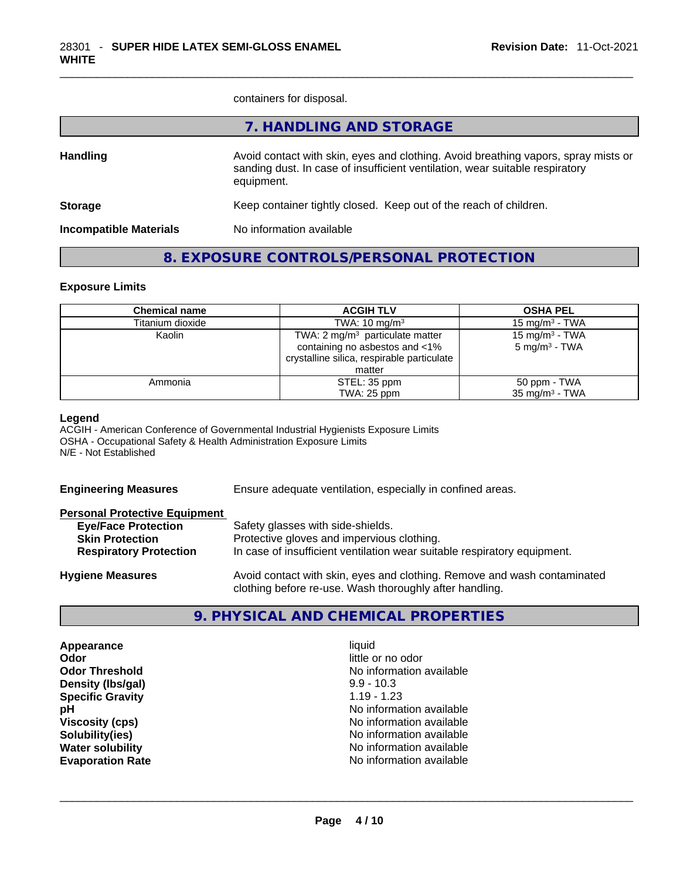containers for disposal.

## 7. HANDLING AND STORAGE

**Handling** Avoid contact with skin, eyes and clothing. Avoid breathing vapors, spray mists or sanding dust. In case of insufficient ventilation, wear suitable respiratory equipment.

**Storage** Keep container tightly closed. Keep out of the reach of children.

**Incompatible Materials** No information available

## 8. EXPOSURE CONTROLS/PERSONAL PROTECTION

### Exposure Limits

| Chemical name | ACGIH TLV | OSHA PEL |
|---|---|---|
| Titanium dioxide | TWA: 10 mg/m$^3$ | 15 mg/m$^3$ - TWA |
| Kaolin | TWA: 2 mg/m$^3$ particulate matter containing no asbestos and <1% crystalline silica, respirable particulate matter | 15 mg/m$^3$ - TWA<br>5 mg/m$^3$ - TWA |
| Ammonia | STEL: 35 ppm<br>TWA: 25 ppm | 50 ppm - TWA<br>35 mg/m$^3$ - TWA |

**Legend**
ACGIH - American Conference of Governmental Industrial Hygienists Exposure Limits
OSHA - Occupational Safety & Health Administration Exposure Limits
N/E - Not Established

**Engineering Measures** Ensure adequate ventilation, especially in confined areas.

**Personal Protective Equipment**

- **Eye/Face Protection** Safety glasses with side-shields.
- **Skin Protection** Protective gloves and impervious clothing.
- **Respiratory Protection** In case of insufficient ventilation wear suitable respiratory equipment.

**Hygiene Measures** Avoid contact with skin, eyes and clothing. Remove and wash contaminated clothing before re-use. Wash thoroughly after handling.

## 9. PHYSICAL AND CHEMICAL PROPERTIES

| | |
|---|---|
| **Appearance** | liquid |
| **Odor** | little or no odor |
| **Odor Threshold** | No information available |
| **Density (lbs/gal)** | 9.9 - 10.3 |
| **Specific Gravity** | 1.19 - 1.23 |
| **pH** | No information available |
| **Viscosity (cps)** | No information available |
| **Solubility(ies)** | No information available |
| **Water solubility** | No information available |
| **Evaporation Rate** | No information available |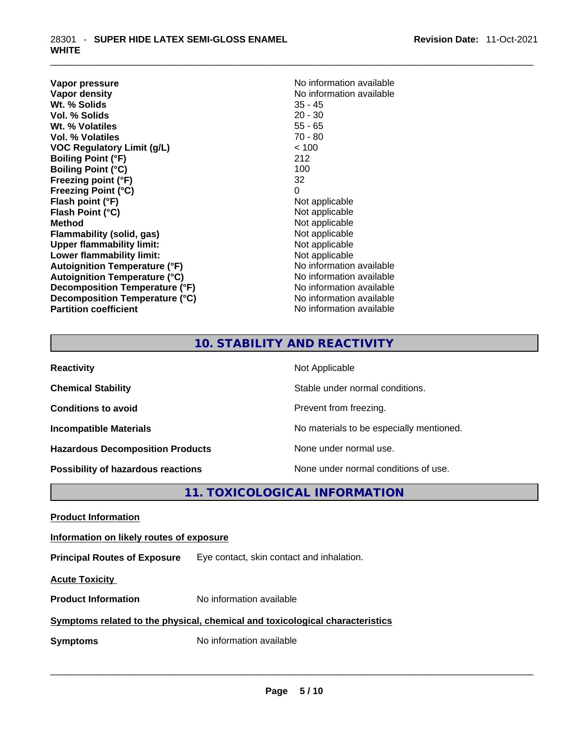| | |
|---|---|
| **Vapor pressure** | No information available |
| **Vapor density** | No information available |
| **Wt. % Solids** | 35 - 45 |
| **Vol. % Solids** | 20 - 30 |
| **Wt. % Volatiles** | 55 - 65 |
| **Vol. % Volatiles** | 70 - 80 |
| **VOC Regulatory Limit (g/L)** | < 100 |
| **Boiling Point (°F)** | 212 |
| **Boiling Point (°C)** | 100 |
| **Freezing point (°F)** | 32 |
| **Freezing Point (°C)** | 0 |
| **Flash point (°F)** | Not applicable |
| **Flash Point (°C)** | Not applicable |
| **Method** | Not applicable |
| **Flammability (solid, gas)** | Not applicable |
| **Upper flammability limit:** | Not applicable |
| **Lower flammability limit:** | Not applicable |
| **Autoignition Temperature (°F)** | No information available |
| **Autoignition Temperature (°C)** | No information available |
| **Decomposition Temperature (°F)** | No information available |
| **Decomposition Temperature (°C)** | No information available |
| **Partition coefficient** | No information available |

## 10. STABILITY AND REACTIVITY

| | |
|---|---|
| **Reactivity** | Not Applicable |
| **Chemical Stability** | Stable under normal conditions. |
| **Conditions to avoid** | Prevent from freezing. |
| **Incompatible Materials** | No materials to be especially mentioned. |
| **Hazardous Decomposition Products** | None under normal use. |
| **Possibility of hazardous reactions** | None under normal conditions of use. |

## 11. TOXICOLOGICAL INFORMATION

**Product Information**

**Information on likely routes of exposure**

**Principal Routes of Exposure** Eye contact, skin contact and inhalation.

**Acute Toxicity**

**Product Information** No information available

**Symptoms related to the physical, chemical and toxicological characteristics**

**Symptoms** No information available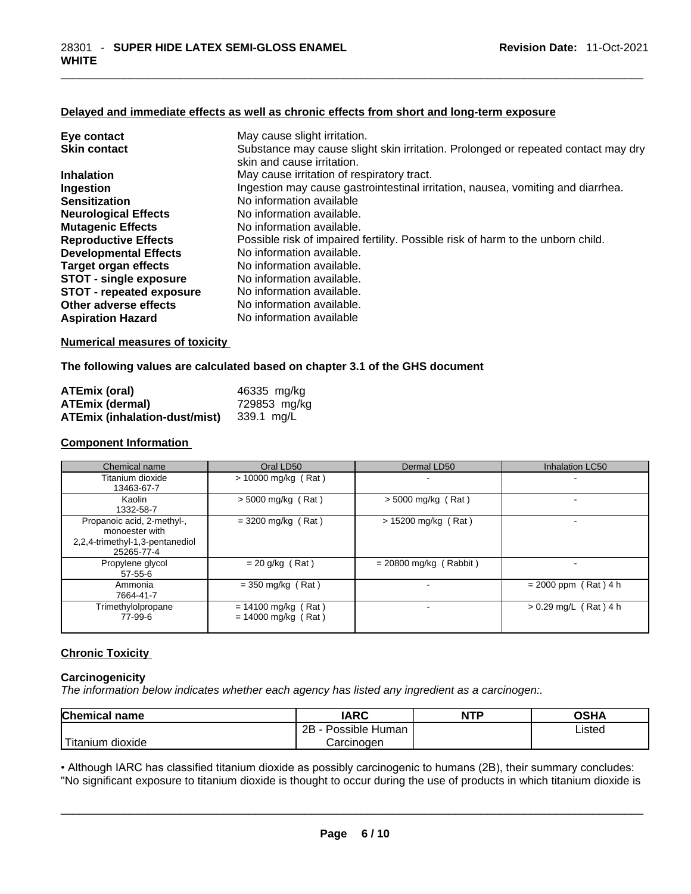#### Delayed and immediate effects as well as chronic effects from short and long-term exposure

| | |
|---|---|
| **Eye contact** | May cause slight irritation. |
| **Skin contact** | Substance may cause slight skin irritation. Prolonged or repeated contact may dry skin and cause irritation. |
| **Inhalation** | May cause irritation of respiratory tract. |
| **Ingestion** | Ingestion may cause gastrointestinal irritation, nausea, vomiting and diarrhea. |
| **Sensitization** | No information available |
| **Neurological Effects** | No information available. |
| **Mutagenic Effects** | No information available. |
| **Reproductive Effects** | Possible risk of impaired fertility. Possible risk of harm to the unborn child. |
| **Developmental Effects** | No information available. |
| **Target organ effects** | No information available. |
| **STOT - single exposure** | No information available. |
| **STOT - repeated exposure** | No information available. |
| **Other adverse effects** | No information available. |
| **Aspiration Hazard** | No information available |

#### Numerical measures of toxicity

**The following values are calculated based on chapter 3.1 of the GHS document**

| | |
|---|---|
| **ATEmix (oral)** | 46335 mg/kg |
| **ATEmix (dermal)** | 729853 mg/kg |
| **ATEmix (inhalation-dust/mist)** | 339.1 mg/L |

#### Component Information

| Chemical name | Oral LD50 | Dermal LD50 | Inhalation LC50 |
|---|---|---|---|
| Titanium dioxide<br>13463-67-7 | > 10000 mg/kg ( Rat ) | - | - |
| Kaolin<br>1332-58-7 | > 5000 mg/kg ( Rat ) | > 5000 mg/kg ( Rat ) | - |
| Propanoic acid, 2-methyl-, monoester with 2,2,4-trimethyl-1,3-pentanediol<br>25265-77-4 | = 3200 mg/kg ( Rat ) | > 15200 mg/kg ( Rat ) | - |
| Propylene glycol<br>57-55-6 | = 20 g/kg ( Rat ) | = 20800 mg/kg ( Rabbit ) | - |
| Ammonia<br>7664-41-7 | = 350 mg/kg ( Rat ) | - | = 2000 ppm ( Rat ) 4 h |
| Trimethylolpropane<br>77-99-6 | = 14100 mg/kg ( Rat )<br>= 14000 mg/kg ( Rat ) | - | > 0.29 mg/L ( Rat ) 4 h |

#### Chronic Toxicity

**Carcinogenicity**

*The information below indicates whether each agency has listed any ingredient as a carcinogen:.*

| Chemical name | IARC | NTP | OSHA |
|---|---|---|---|
| Titanium dioxide | 2B - Possible Human Carcinogen | | Listed |

• Although IARC has classified titanium dioxide as possibly carcinogenic to humans (2B), their summary concludes: "No significant exposure to titanium dioxide is thought to occur during the use of products in which titanium dioxide is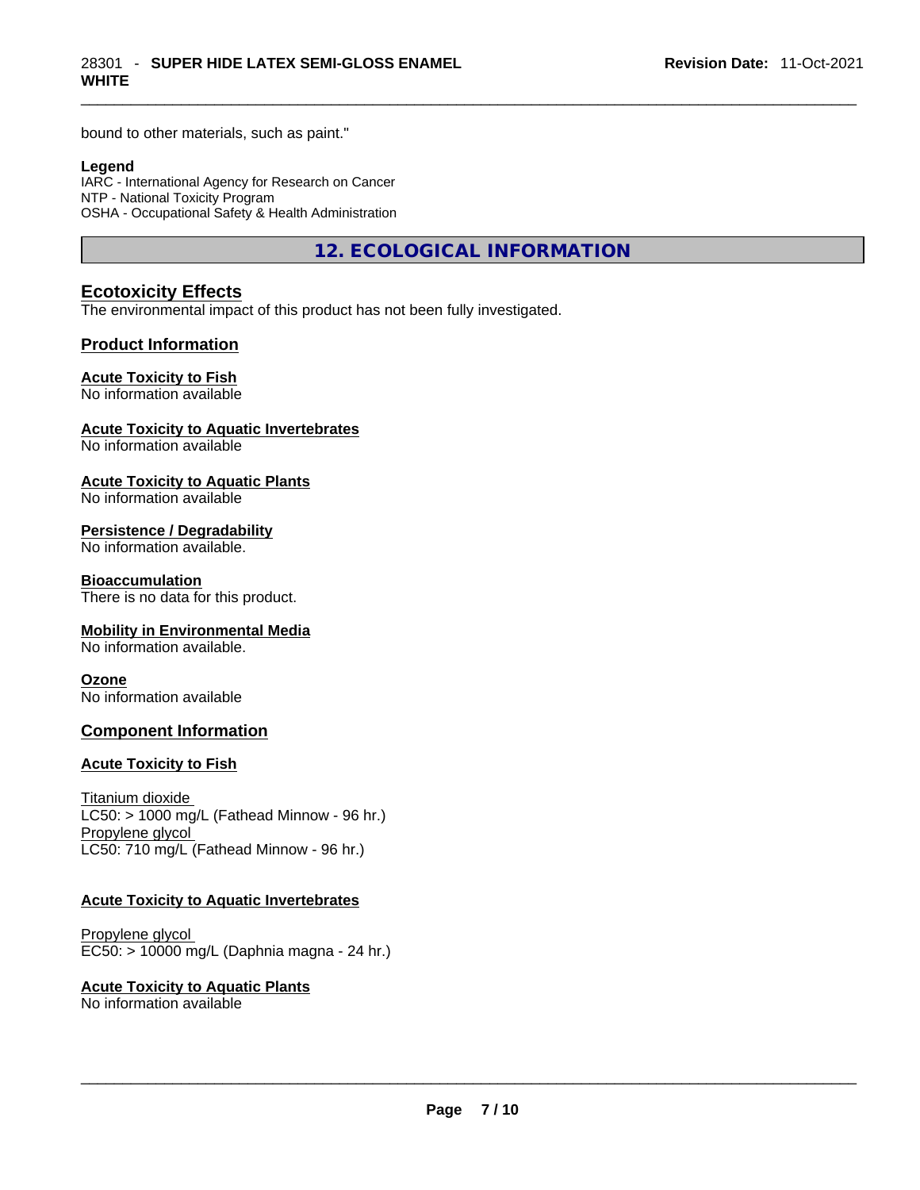bound to other materials, such as paint."

**Legend**
IARC - International Agency for Research on Cancer
NTP - National Toxicity Program
OSHA - Occupational Safety & Health Administration

## 12. ECOLOGICAL INFORMATION

### Ecotoxicity Effects

The environmental impact of this product has not been fully investigated.

### Product Information

**Acute Toxicity to Fish**
No information available

**Acute Toxicity to Aquatic Invertebrates**
No information available

**Acute Toxicity to Aquatic Plants**
No information available

**Persistence / Degradability**
No information available.

**Bioaccumulation**
There is no data for this product.

**Mobility in Environmental Media**
No information available.

**Ozone**
No information available

### Component Information

**Acute Toxicity to Fish**

Titanium dioxide
LC50: > 1000 mg/L (Fathead Minnow - 96 hr.)
Propylene glycol
LC50: 710 mg/L (Fathead Minnow - 96 hr.)

**Acute Toxicity to Aquatic Invertebrates**

Propylene glycol
EC50: > 10000 mg/L (Daphnia magna - 24 hr.)

**Acute Toxicity to Aquatic Plants**
No information available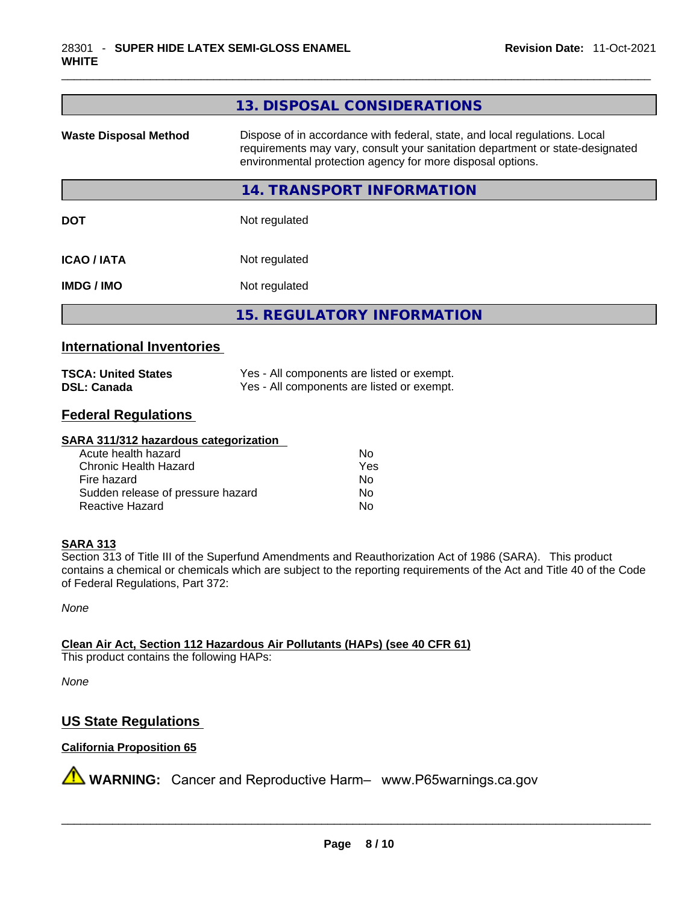## 13. DISPOSAL CONSIDERATIONS

| | |
|---|---|
| **Waste Disposal Method** | Dispose of in accordance with federal, state, and local regulations. Local requirements may vary, consult your sanitation department or state-designated environmental protection agency for more disposal options. |

## 14. TRANSPORT INFORMATION

| | |
|---|---|
| **DOT** | Not regulated |
| **ICAO / IATA** | Not regulated |
| **IMDG / IMO** | Not regulated |

## 15. REGULATORY INFORMATION

### International Inventories

| | |
|---|---|
| **TSCA: United States** | Yes - All components are listed or exempt. |
| **DSL: Canada** | Yes - All components are listed or exempt. |

### Federal Regulations

**SARA 311/312 hazardous categorization**

| | |
|---|---|
| Acute health hazard | No |
| Chronic Health Hazard | Yes |
| Fire hazard | No |
| Sudden release of pressure hazard | No |
| Reactive Hazard | No |

**SARA 313**

Section 313 of Title III of the Superfund Amendments and Reauthorization Act of 1986 (SARA). This product contains a chemical or chemicals which are subject to the reporting requirements of the Act and Title 40 of the Code of Federal Regulations, Part 372:

*None*

**Clean Air Act, Section 112 Hazardous Air Pollutants (HAPs) (see 40 CFR 61)**

This product contains the following HAPs:

*None*

### US State Regulations

**California Proposition 65**

⚠ **WARNING:** Cancer and Reproductive Harm– www.P65warnings.ca.gov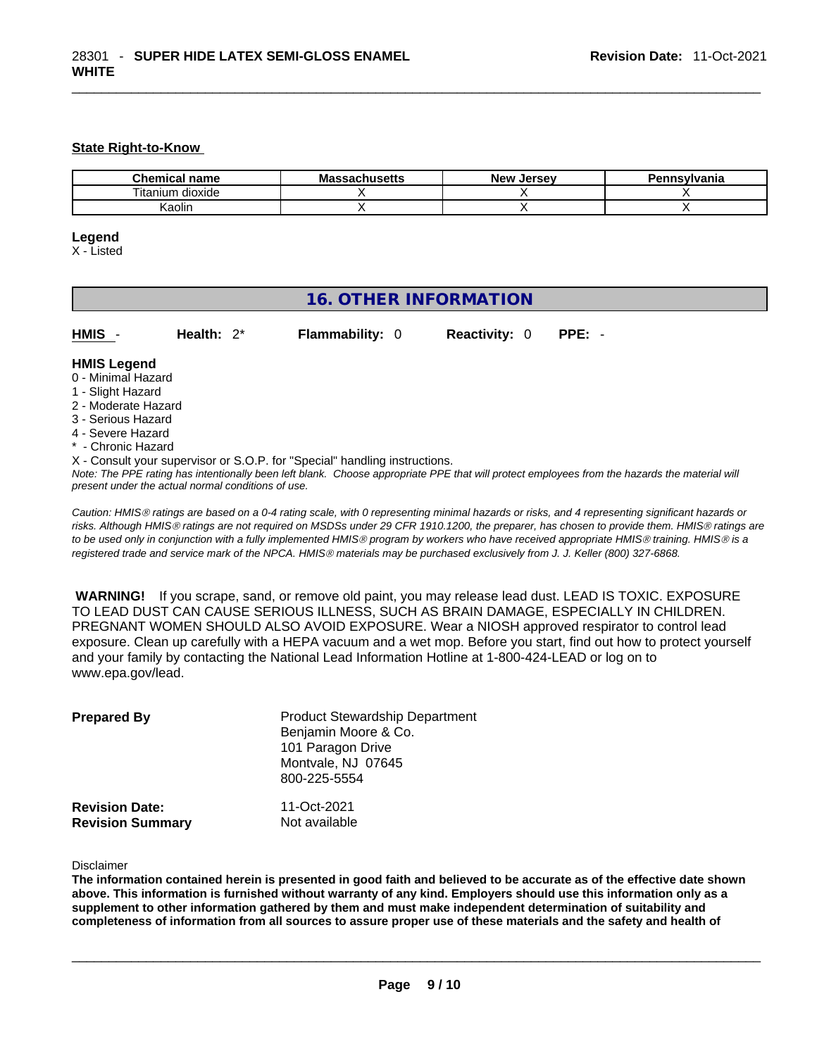**State Right-to-Know**

| Chemical name | Massachusetts | New Jersey | Pennsylvania |
|---|---|---|---|
| Titanium dioxide | X | X | X |
| Kaolin | X | X | X |

**Legend**
X - Listed

## 16. OTHER INFORMATION

**HMIS** - **Health:** 2* **Flammability:** 0 **Reactivity:** 0 **PPE:** -

**HMIS Legend**
0 - Minimal Hazard
1 - Slight Hazard
2 - Moderate Hazard
3 - Serious Hazard
4 - Severe Hazard
* - Chronic Hazard
X - Consult your supervisor or S.O.P. for "Special" handling instructions.
*Note: The PPE rating has intentionally been left blank. Choose appropriate PPE that will protect employees from the hazards the material will present under the actual normal conditions of use.*

*Caution: HMIS® ratings are based on a 0-4 rating scale, with 0 representing minimal hazards or risks, and 4 representing significant hazards or risks. Although HMIS® ratings are not required on MSDSs under 29 CFR 1910.1200, the preparer, has chosen to provide them. HMIS® ratings are to be used only in conjunction with a fully implemented HMIS® program by workers who have received appropriate HMIS® training. HMIS® is a registered trade and service mark of the NPCA. HMIS® materials may be purchased exclusively from J. J. Keller (800) 327-6868.*

**WARNING!** If you scrape, sand, or remove old paint, you may release lead dust. LEAD IS TOXIC. EXPOSURE TO LEAD DUST CAN CAUSE SERIOUS ILLNESS, SUCH AS BRAIN DAMAGE, ESPECIALLY IN CHILDREN. PREGNANT WOMEN SHOULD ALSO AVOID EXPOSURE. Wear a NIOSH approved respirator to control lead exposure. Clean up carefully with a HEPA vacuum and a wet mop. Before you start, find out how to protect yourself and your family by contacting the National Lead Information Hotline at 1-800-424-LEAD or log on to www.epa.gov/lead.

**Prepared By**
Product Stewardship Department
Benjamin Moore & Co.
101 Paragon Drive
Montvale, NJ 07645
800-225-5554

**Revision Date:** 11-Oct-2021
**Revision Summary** Not available

Disclaimer
**The information contained herein is presented in good faith and believed to be accurate as of the effective date shown above. This information is furnished without warranty of any kind. Employers should use this information only as a supplement to other information gathered by them and must make independent determination of suitability and completeness of information from all sources to assure proper use of these materials and the safety and health of**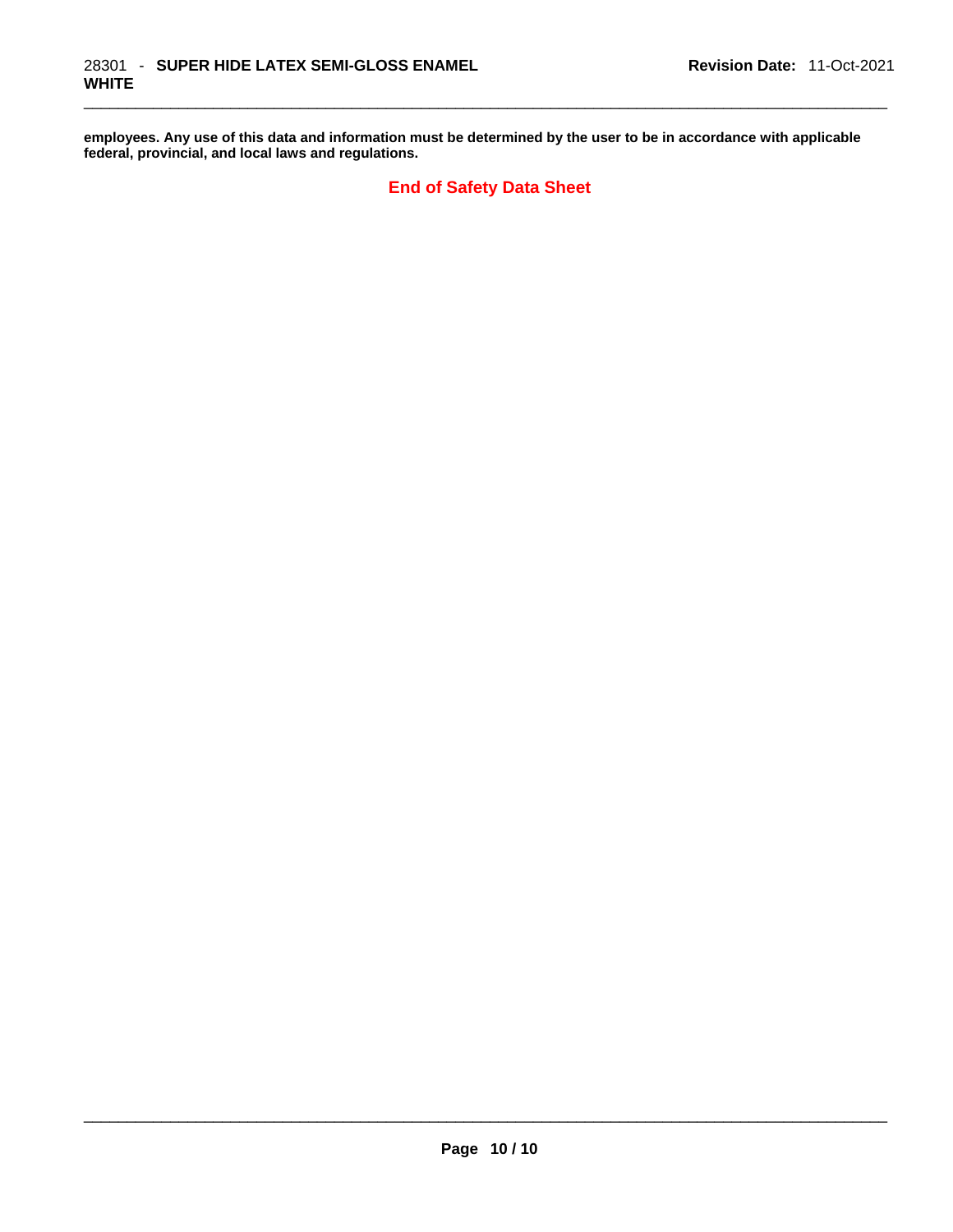**employees. Any use of this data and information must be determined by the user to be in accordance with applicable federal, provincial, and local laws and regulations.**

**End of Safety Data Sheet**